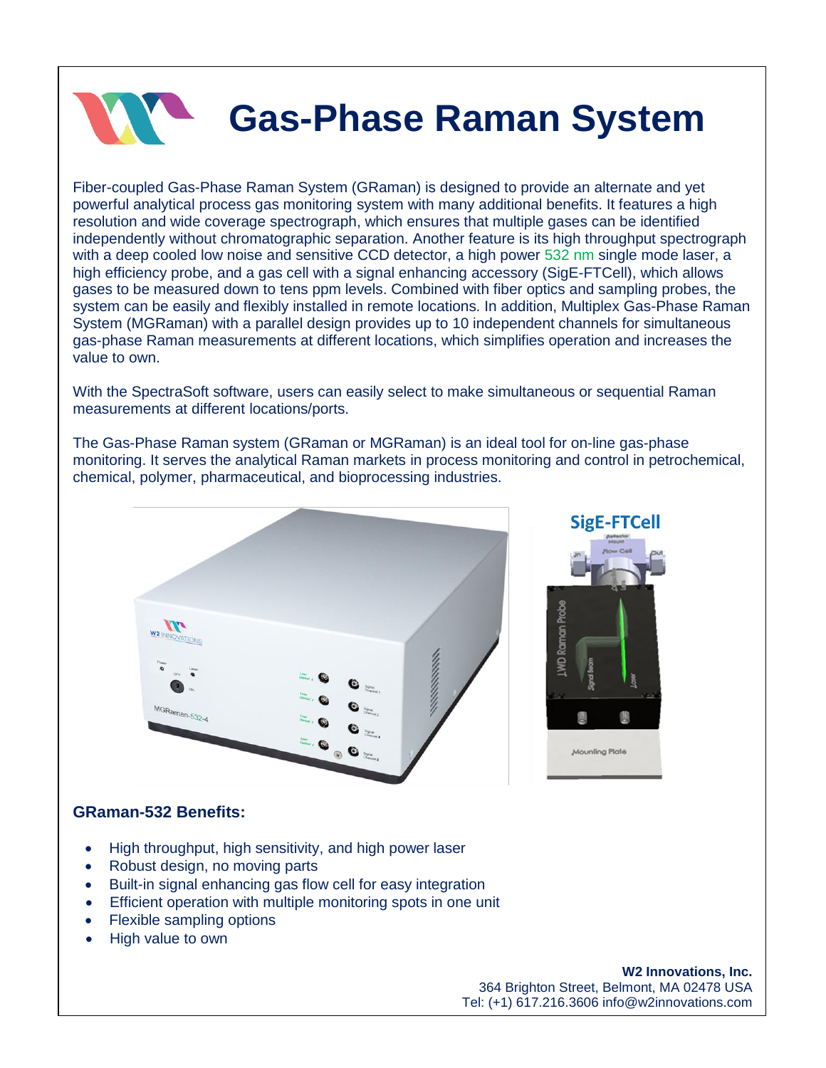# Gas-Phase Raman System

Fiber-coupled Gas-Phase Raman System (GRaman) is designed to provide an alternate and yet powerful analytical process gas monitoring system with many additional benefits. It features a high resolution and wide coverage spectrograph, which ensures that multiple gases can be identified independently without chromatographic separation. Another feature is its high throughput spectrograph with a deep cooled low noise and sensitive CCD detector, a high power 532 nm single mode laser, a high efficiency probe, and a gas cell with a signal enhancing accessory (SigE-FTCell), which allows gases to be measured down to tens ppm levels. Combined with fiber optics and sampling probes, the system can be easily and flexibly installed in remote locations. In addition, Multiplex Gas-Phase Raman System (MGRaman) with a parallel design provides up to 10 independent channels for simultaneous gas-phase Raman measurements at different locations, which simplifies operation and increases the value to own.

With the SpectraSoft software, users can easily select to make simultaneous or sequential Raman measurements at different locations/ports.

The Gas-Phase Raman system (GRaman or MGRaman) is an ideal tool for on-line gas-phase monitoring. It serves the analytical Raman markets in process monitoring and control in petrochemical, chemical, polymer, pharmaceutical, and bioprocessing industries.

SigE-FTCell

### GRaman-532 Benefits:

- High throughput, high sensitivity, and high power laser
- Robust design, no moving parts
- Built-in signal enhancing gas flow cell for easy integration
- Efficient operation with multiple monitoring spots in one unit
- Flexible sampling options
- High value to own

**W2 Innovations, Inc.**
364 Brighton Street, Belmont, MA 02478 USA
Tel: (+1) 617.216.3606 info@w2innovations.com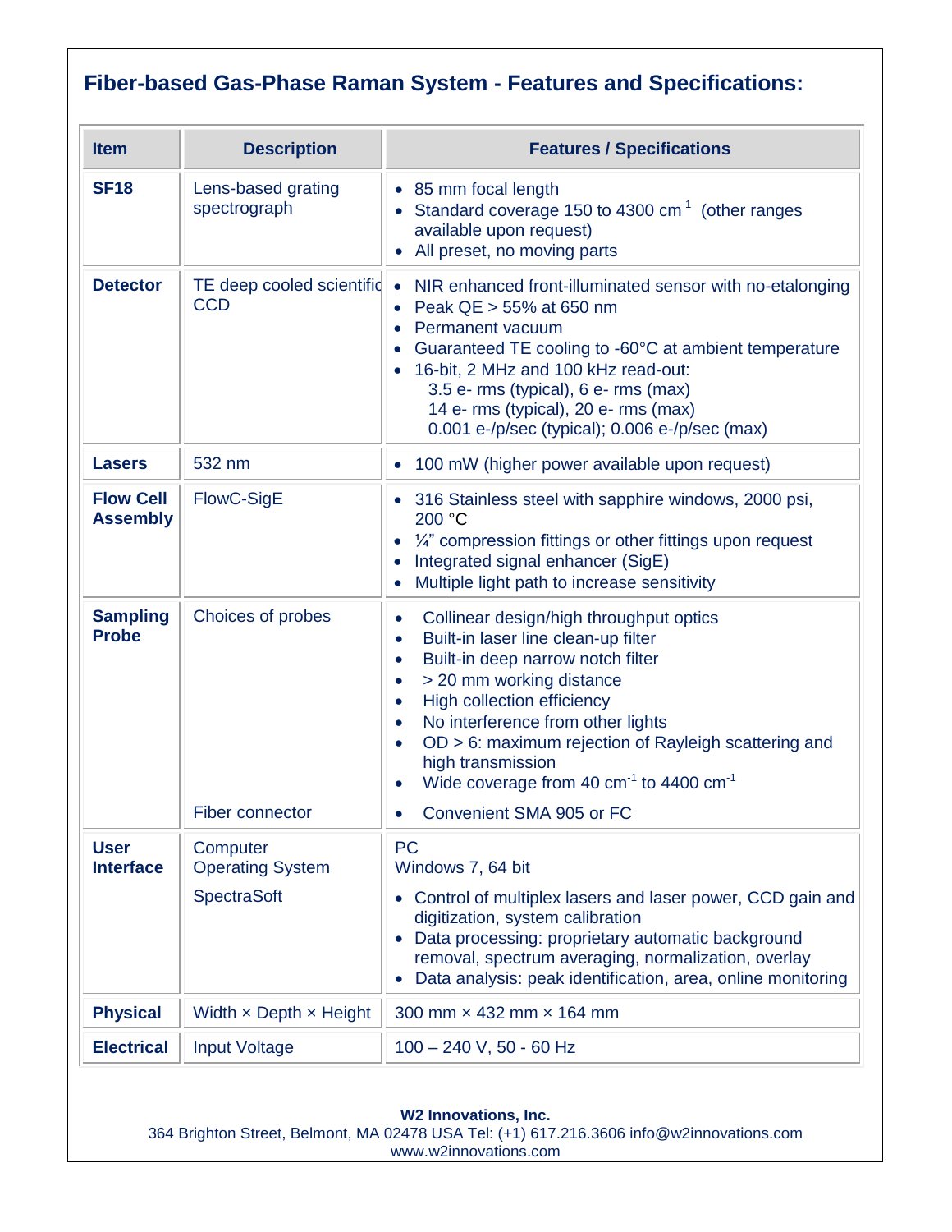## Fiber-based Gas-Phase Raman System - Features and Specifications:

| Item | Description | Features / Specifications |
|---|---|---|
| **SF18** | Lens-based grating spectrograph | • 85 mm focal length<br>• Standard coverage 150 to 4300 cm$^{-1}$ (other ranges available upon request)<br>• All preset, no moving parts |
| **Detector** | TE deep cooled scientific CCD | • NIR enhanced front-illuminated sensor with no-etalonging<br>• Peak QE > 55% at 650 nm<br>• Permanent vacuum<br>• Guaranteed TE cooling to -60°C at ambient temperature<br>• 16-bit, 2 MHz and 100 kHz read-out:<br>3.5 e- rms (typical), 6 e- rms (max)<br>14 e- rms (typical), 20 e- rms (max)<br>0.001 e-/p/sec (typical); 0.006 e-/p/sec (max) |
| **Lasers** | 532 nm | • 100 mW (higher power available upon request) |
| **Flow Cell Assembly** | FlowC-SigE | • 316 Stainless steel with sapphire windows, 2000 psi, 200 °C<br>• ¼" compression fittings or other fittings upon request<br>• Integrated signal enhancer (SigE)<br>• Multiple light path to increase sensitivity |
| **Sampling Probe** | Choices of probes | • Collinear design/high throughput optics<br>• Built-in laser line clean-up filter<br>• Built-in deep narrow notch filter<br>• > 20 mm working distance<br>• High collection efficiency<br>• No interference from other lights<br>• OD > 6: maximum rejection of Rayleigh scattering and high transmission<br>• Wide coverage from 40 cm$^{-1}$ to 4400 cm$^{-1}$ |
| | Fiber connector | • Convenient SMA 905 or FC |
| **User Interface** | Computer<br>Operating System | PC<br>Windows 7, 64 bit |
| | SpectraSoft | • Control of multiplex lasers and laser power, CCD gain and digitization, system calibration<br>• Data processing: proprietary automatic background removal, spectrum averaging, normalization, overlay<br>• Data analysis: peak identification, area, online monitoring |
| **Physical** | Width × Depth × Height | 300 mm × 432 mm × 164 mm |
| **Electrical** | Input Voltage | 100 – 240 V, 50 - 60 Hz |

**W2 Innovations, Inc.**
364 Brighton Street, Belmont, MA 02478 USA Tel: (+1) 617.216.3606 info@w2innovations.com
www.w2innovations.com